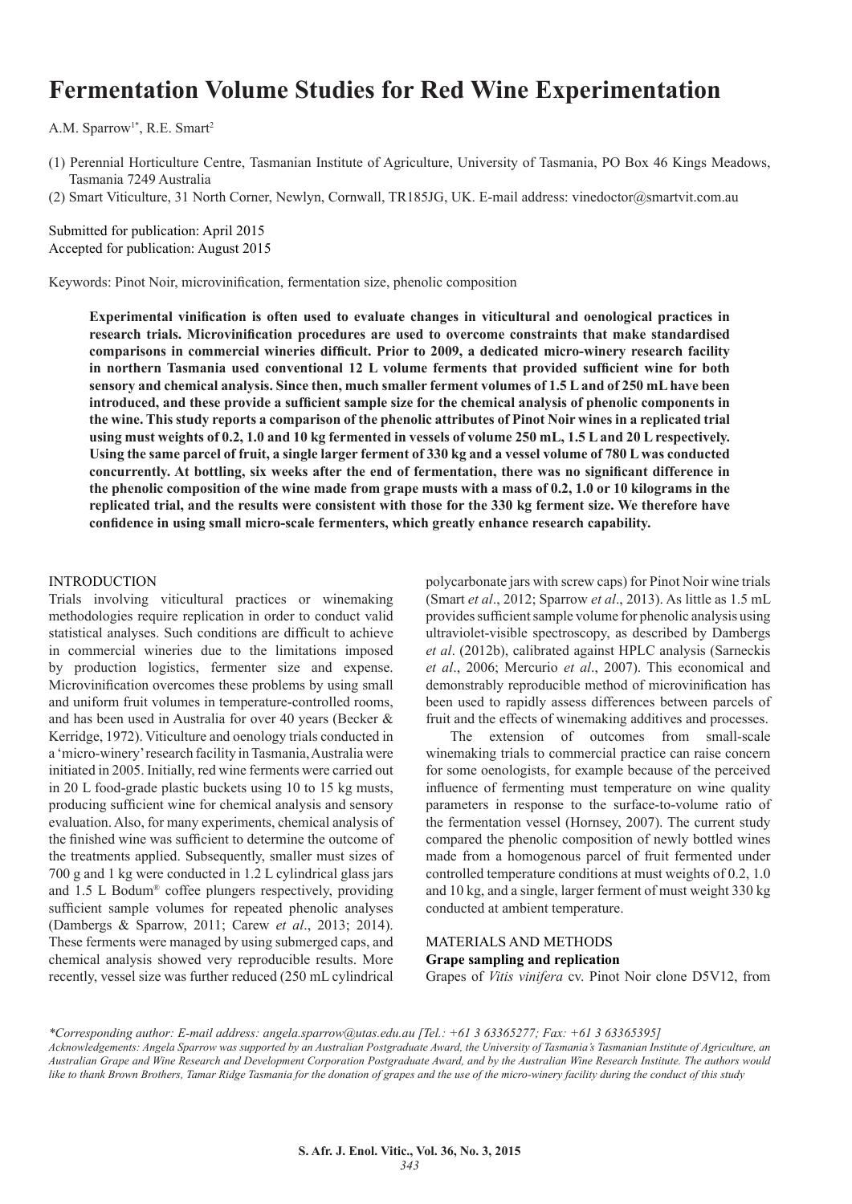# Fermentation Volume Studies for Red Wine Experimentation

A.M. Sparrow[1*], R.E. Smart[2]

(1) Perennial Horticulture Centre, Tasmanian Institute of Agriculture, University of Tasmania, PO Box 46 Kings Meadows, Tasmania 7249 Australia

(2) Smart Viticulture, 31 North Corner, Newlyn, Cornwall, TR185JG, UK. E-mail address: vinedoctor@smartvit.com.au

Submitted for publication: April 2015

Accepted for publication: August 2015

Keywords: Pinot Noir, microvinification, fermentation size, phenolic composition

**Experimental vinification is often used to evaluate changes in viticultural and oenological practices in research trials. Microvinification procedures are used to overcome constraints that make standardised comparisons in commercial wineries difficult. Prior to 2009, a dedicated micro-winery research facility in northern Tasmania used conventional 12 L volume ferments that provided sufficient wine for both sensory and chemical analysis. Since then, much smaller ferment volumes of 1.5 L and of 250 mL have been introduced, and these provide a sufficient sample size for the chemical analysis of phenolic components in the wine. This study reports a comparison of the phenolic attributes of Pinot Noir wines in a replicated trial using must weights of 0.2, 1.0 and 10 kg fermented in vessels of volume 250 mL, 1.5 L and 20 L respectively. Using the same parcel of fruit, a single larger ferment of 330 kg and a vessel volume of 780 L was conducted concurrently. At bottling, six weeks after the end of fermentation, there was no significant difference in the phenolic composition of the wine made from grape musts with a mass of 0.2, 1.0 or 10 kilograms in the replicated trial, and the results were consistent with those for the 330 kg ferment size. We therefore have confidence in using small micro-scale fermenters, which greatly enhance research capability.**

## INTRODUCTION

Trials involving viticultural practices or winemaking methodologies require replication in order to conduct valid statistical analyses. Such conditions are difficult to achieve in commercial wineries due to the limitations imposed by production logistics, fermenter size and expense. Microvinification overcomes these problems by using small and uniform fruit volumes in temperature-controlled rooms, and has been used in Australia for over 40 years (Becker & Kerridge, 1972). Viticulture and oenology trials conducted in a 'micro-winery' research facility in Tasmania, Australia were initiated in 2005. Initially, red wine ferments were carried out in 20 L food-grade plastic buckets using 10 to 15 kg musts, producing sufficient wine for chemical analysis and sensory evaluation. Also, for many experiments, chemical analysis of the finished wine was sufficient to determine the outcome of the treatments applied. Subsequently, smaller must sizes of 700 g and 1 kg were conducted in 1.2 L cylindrical glass jars and 1.5 L Bodum® coffee plungers respectively, providing sufficient sample volumes for repeated phenolic analyses (Dambergs & Sparrow, 2011; Carew *et al*., 2013; 2014). These ferments were managed by using submerged caps, and chemical analysis showed very reproducible results. More recently, vessel size was further reduced (250 mL cylindrical polycarbonate jars with screw caps) for Pinot Noir wine trials (Smart *et al*., 2012; Sparrow *et al*., 2013). As little as 1.5 mL provides sufficient sample volume for phenolic analysis using ultraviolet-visible spectroscopy, as described by Dambergs *et al*. (2012b), calibrated against HPLC analysis (Sarneckis *et al*., 2006; Mercurio *et al*., 2007). This economical and demonstrably reproducible method of microvinification has been used to rapidly assess differences between parcels of fruit and the effects of winemaking additives and processes.

The extension of outcomes from small-scale winemaking trials to commercial practice can raise concern for some oenologists, for example because of the perceived influence of fermenting must temperature on wine quality parameters in response to the surface-to-volume ratio of the fermentation vessel (Hornsey, 2007). The current study compared the phenolic composition of newly bottled wines made from a homogenous parcel of fruit fermented under controlled temperature conditions at must weights of 0.2, 1.0 and 10 kg, and a single, larger ferment of must weight 330 kg conducted at ambient temperature.

## MATERIALS AND METHODS

### Grape sampling and replication

Grapes of *Vitis vinifera* cv. Pinot Noir clone D5V12, from

*\*Corresponding author: E-mail address: angela.sparrow@utas.edu.au [Tel.: +61 3 63365277; Fax: +61 3 63365395]*

*Acknowledgements: Angela Sparrow was supported by an Australian Postgraduate Award, the University of Tasmania's Tasmanian Institute of Agriculture, an Australian Grape and Wine Research and Development Corporation Postgraduate Award, and by the Australian Wine Research Institute. The authors would like to thank Brown Brothers, Tamar Ridge Tasmania for the donation of grapes and the use of the micro-winery facility during the conduct of this study*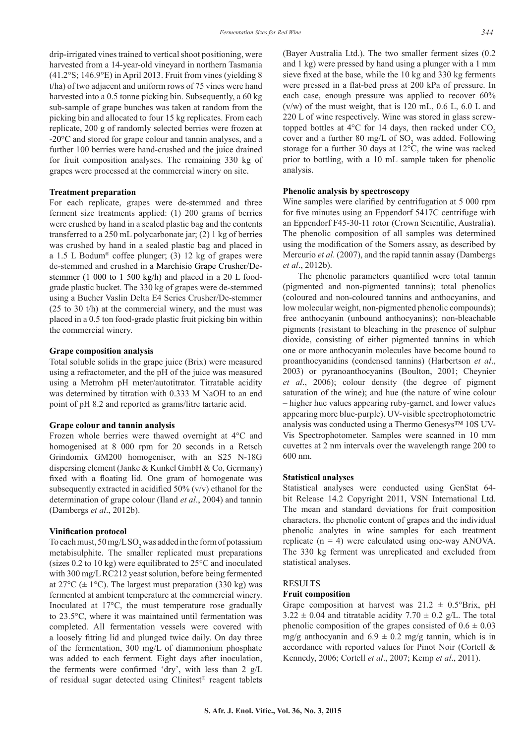drip-irrigated vines trained to vertical shoot positioning, were harvested from a 14-year-old vineyard in northern Tasmania (41.2°S; 146.9°E) in April 2013. Fruit from vines (yielding 8 t/ha) of two adjacent and uniform rows of 75 vines were hand harvested into a 0.5 tonne picking bin. Subsequently, a 60 kg sub-sample of grape bunches was taken at random from the picking bin and allocated to four 15 kg replicates. From each replicate, 200 g of randomly selected berries were frozen at -20°C and stored for grape colour and tannin analyses, and a further 100 berries were hand-crushed and the juice drained for fruit composition analyses. The remaining 330 kg of grapes were processed at the commercial winery on site.

**Treatment preparation**

For each replicate, grapes were de-stemmed and three ferment size treatments applied: (1) 200 grams of berries were crushed by hand in a sealed plastic bag and the contents transferred to a 250 mL polycarbonate jar; (2) 1 kg of berries was crushed by hand in a sealed plastic bag and placed in a 1.5 L Bodum® coffee plunger; (3) 12 kg of grapes were de-stemmed and crushed in a Marchisio Grape Crusher/De-stemmer (1 000 to 1 500 kg/h) and placed in a 20 L food-grade plastic bucket. The 330 kg of grapes were de-stemmed using a Bucher Vaslin Delta E4 Series Crusher/De-stemmer (25 to 30 t/h) at the commercial winery, and the must was placed in a 0.5 ton food-grade plastic fruit picking bin within the commercial winery.

**Grape composition analysis**

Total soluble solids in the grape juice (Brix) were measured using a refractometer, and the pH of the juice was measured using a Metrohm pH meter/autotitrator. Titratable acidity was determined by titration with 0.333 M NaOH to an end point of pH 8.2 and reported as grams/litre tartaric acid.

**Grape colour and tannin analysis**

Frozen whole berries were thawed overnight at 4°C and homogenised at 8 000 rpm for 20 seconds in a Retsch Grindomix GM200 homogeniser, with an S25 N-18G dispersing element (Janke & Kunkel GmbH & Co, Germany) fixed with a floating lid. One gram of homogenate was subsequently extracted in acidified 50% (v/v) ethanol for the determination of grape colour (Iland *et al*., 2004) and tannin (Dambergs *et al*., 2012b).

**Vinification protocol**

To each must, 50 mg/L $SO_2$ was added in the form of potassium metabisulphite. The smaller replicated must preparations (sizes 0.2 to 10 kg) were equilibrated to 25°C and inoculated with 300 mg/L RC212 yeast solution, before being fermented at 27°C (± 1°C). The largest must preparation (330 kg) was fermented at ambient temperature at the commercial winery. Inoculated at 17°C, the must temperature rose gradually to 23.5°C, where it was maintained until fermentation was completed. All fermentation vessels were covered with a loosely fitting lid and plunged twice daily. On day three of the fermentation, 300 mg/L of diammonium phosphate was added to each ferment. Eight days after inoculation, the ferments were confirmed 'dry', with less than 2 g/L of residual sugar detected using Clinitest® reagent tablets (Bayer Australia Ltd.). The two smaller ferment sizes (0.2 and 1 kg) were pressed by hand using a plunger with a 1 mm sieve fixed at the base, while the 10 kg and 330 kg ferments were pressed in a flat-bed press at 200 kPa of pressure. In each case, enough pressure was applied to recover 60% (v/w) of the must weight, that is 120 mL, 0.6 L, 6.0 L and 220 L of wine respectively. Wine was stored in glass screw-topped bottles at 4°C for 14 days, then racked under $CO_2$ cover and a further 80 mg/L of $SO_2$ was added. Following storage for a further 30 days at 12°C, the wine was racked prior to bottling, with a 10 mL sample taken for phenolic analysis.

**Phenolic analysis by spectroscopy**

Wine samples were clarified by centrifugation at 5 000 rpm for five minutes using an Eppendorf 5417C centrifuge with an Eppendorf F45-30-11 rotor (Crown Scientific, Australia). The phenolic composition of all samples was determined using the modification of the Somers assay, as described by Mercurio *et al*. (2007), and the rapid tannin assay (Dambergs *et al*., 2012b).

The phenolic parameters quantified were total tannin (pigmented and non-pigmented tannins); total phenolics (coloured and non-coloured tannins and anthocyanins, and low molecular weight, non-pigmented phenolic compounds); free anthocyanin (unbound anthocyanins); non-bleachable pigments (resistant to bleaching in the presence of sulphur dioxide, consisting of either pigmented tannins in which one or more anthocyanin molecules have become bound to proanthocyanidins (condensed tannins) (Harbertson *et al*., 2003) or pyranoanthocyanins (Boulton, 2001; Cheynier *et al*., 2006); colour density (the degree of pigment saturation of the wine); and hue (the nature of wine colour – higher hue values appearing ruby-garnet, and lower values appearing more blue-purple). UV-visible spectrophotometric analysis was conducted using a Thermo Genesys™ 10S UV-Vis Spectrophotometer. Samples were scanned in 10 mm cuvettes at 2 nm intervals over the wavelength range 200 to 600 nm.

**Statistical analyses**

Statistical analyses were conducted using GenStat 64-bit Release 14.2 Copyright 2011, VSN International Ltd. The mean and standard deviations for fruit composition characters, the phenolic content of grapes and the individual phenolic analytes in wine samples for each treatment replicate ($n = 4$) were calculated using one-way ANOVA. The 330 kg ferment was unreplicated and excluded from statistical analyses.

## RESULTS

**Fruit composition**

Grape composition at harvest was 21.2 ± 0.5°Brix, pH 3.22 ± 0.04 and titratable acidity 7.70 ± 0.2 g/L. The total phenolic composition of the grapes consisted of 0.6 ± 0.03 mg/g anthocyanin and 6.9 ± 0.2 mg/g tannin, which is in accordance with reported values for Pinot Noir (Cortell & Kennedy, 2006; Cortell *et al*., 2007; Kemp *et al*., 2011).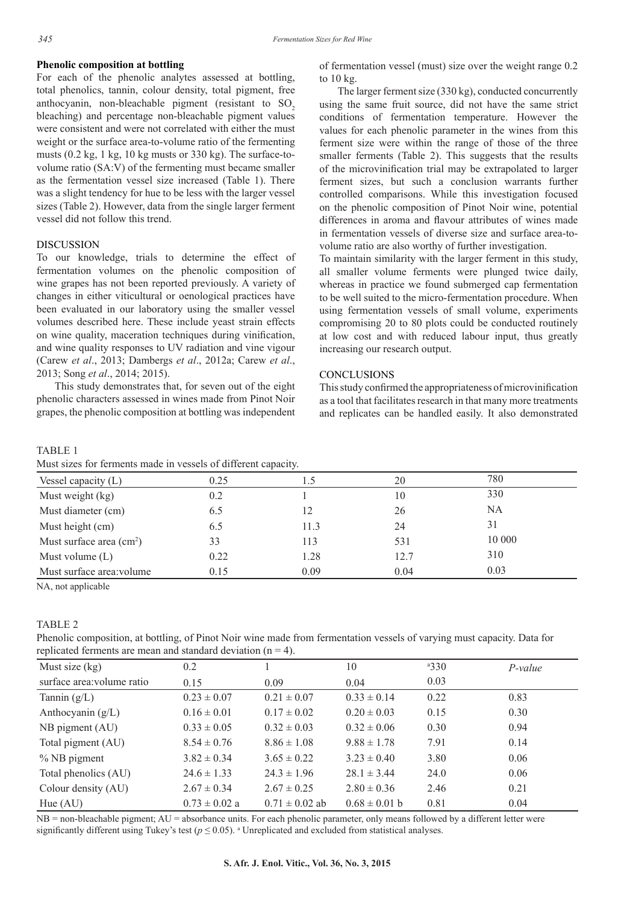### Phenolic composition at bottling

For each of the phenolic analytes assessed at bottling, total phenolics, tannin, colour density, total pigment, free anthocyanin, non-bleachable pigment (resistant to $SO_2$ bleaching) and percentage non-bleachable pigment values were consistent and were not correlated with either the must weight or the surface area-to-volume ratio of the fermenting musts (0.2 kg, 1 kg, 10 kg musts or 330 kg). The surface-to-volume ratio (SA:V) of the fermenting must became smaller as the fermentation vessel size increased (Table 1). There was a slight tendency for hue to be less with the larger vessel sizes (Table 2). However, data from the single larger ferment vessel did not follow this trend.

## DISCUSSION

To our knowledge, trials to determine the effect of fermentation volumes on the phenolic composition of wine grapes has not been reported previously. A variety of changes in either viticultural or oenological practices have been evaluated in our laboratory using the smaller vessel volumes described here. These include yeast strain effects on wine quality, maceration techniques during vinification, and wine quality responses to UV radiation and vine vigour (Carew *et al*., 2013; Dambergs *et al*., 2012a; Carew *et al*., 2013; Song *et al*., 2014; 2015).

This study demonstrates that, for seven out of the eight phenolic characters assessed in wines made from Pinot Noir grapes, the phenolic composition at bottling was independent of fermentation vessel (must) size over the weight range 0.2 to 10 kg.

The larger ferment size (330 kg), conducted concurrently using the same fruit source, did not have the same strict conditions of fermentation temperature. However the values for each phenolic parameter in the wines from this ferment size were within the range of those of the three smaller ferments (Table 2). This suggests that the results of the microvinification trial may be extrapolated to larger ferment sizes, but such a conclusion warrants further controlled comparisons. While this investigation focused on the phenolic composition of Pinot Noir wine, potential differences in aroma and flavour attributes of wines made in fermentation vessels of diverse size and surface area-to-volume ratio are also worthy of further investigation.

To maintain similarity with the larger ferment in this study, all smaller volume ferments were plunged twice daily, whereas in practice we found submerged cap fermentation to be well suited to the micro-fermentation procedure. When using fermentation vessels of small volume, experiments compromising 20 to 80 plots could be conducted routinely at low cost and with reduced labour input, thus greatly increasing our research output.

## CONCLUSIONS

This study confirmed the appropriateness of microvinification as a tool that facilitates research in that many more treatments and replicates can be handled easily. It also demonstrated

TABLE 1

Must sizes for ferments made in vessels of different capacity.

| Vessel capacity (L) | 0.25 | 1.5 | 20 | 780 |
|---|---|---|---|---|
| Must weight (kg) | 0.2 | 1 | 10 | 330 |
| Must diameter (cm) | 6.5 | 12 | 26 | NA |
| Must height (cm) | 6.5 | 11.3 | 24 | 31 |
| Must surface area ($cm^2$) | 33 | 113 | 531 | 10 000 |
| Must volume (L) | 0.22 | 1.28 | 12.7 | 310 |
| Must surface area:volume | 0.15 | 0.09 | 0.04 | 0.03 |

NA, not applicable

TABLE 2

Phenolic composition, at bottling, of Pinot Noir wine made from fermentation vessels of varying must capacity. Data for replicated ferments are mean and standard deviation (n = 4).

| Must size (kg) | 0.2 | 1 | 10 | [a]330 | *P-value* |
|---|---|---|---|---|---|
| surface area:volume ratio | 0.15 | 0.09 | 0.04 | 0.03 | |
| Tannin (g/L) | 0.23 ± 0.07 | 0.21 ± 0.07 | 0.33 ± 0.14 | 0.22 | 0.83 |
| Anthocyanin (g/L) | 0.16 ± 0.01 | 0.17 ± 0.02 | 0.20 ± 0.03 | 0.15 | 0.30 |
| NB pigment (AU) | 0.33 ± 0.05 | 0.32 ± 0.03 | 0.32 ± 0.06 | 0.30 | 0.94 |
| Total pigment (AU) | 8.54 ± 0.76 | 8.86 ± 1.08 | 9.88 ± 1.78 | 7.91 | 0.14 |
| % NB pigment | 3.82 ± 0.34 | 3.65 ± 0.22 | 3.23 ± 0.40 | 3.80 | 0.06 |
| Total phenolics (AU) | 24.6 ± 1.33 | 24.3 ± 1.96 | 28.1 ± 3.44 | 24.0 | 0.06 |
| Colour density (AU) | 2.67 ± 0.34 | 2.67 ± 0.25 | 2.80 ± 0.36 | 2.46 | 0.21 |
| Hue (AU) | 0.73 ± 0.02 a | 0.71 ± 0.02 ab | 0.68 ± 0.01 b | 0.81 | 0.04 |

NB = non-bleachable pigment; AU = absorbance units. For each phenolic parameter, only means followed by a different letter were significantly different using Tukey's test ($p \leq 0.05$). [a] Unreplicated and excluded from statistical analyses.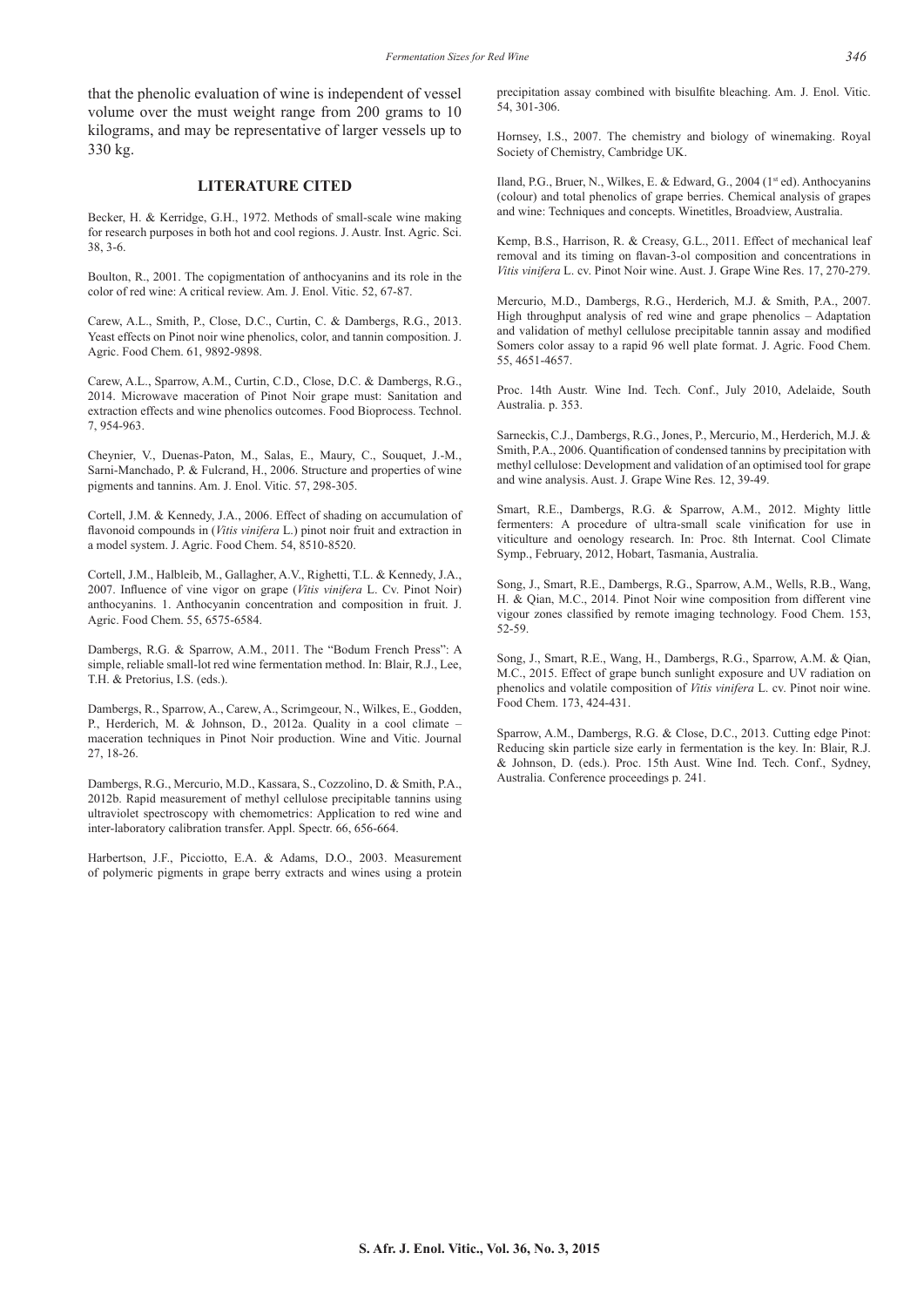that the phenolic evaluation of wine is independent of vessel volume over the must weight range from 200 grams to 10 kilograms, and may be representative of larger vessels up to 330 kg.

## LITERATURE CITED

Becker, H. & Kerridge, G.H., 1972. Methods of small-scale wine making for research purposes in both hot and cool regions. J. Austr. Inst. Agric. Sci. 38, 3-6.

Boulton, R., 2001. The copigmentation of anthocyanins and its role in the color of red wine: A critical review. Am. J. Enol. Vitic. 52, 67-87.

Carew, A.L., Smith, P., Close, D.C., Curtin, C. & Dambergs, R.G., 2013. Yeast effects on Pinot noir wine phenolics, color, and tannin composition. J. Agric. Food Chem. 61, 9892-9898.

Carew, A.L., Sparrow, A.M., Curtin, C.D., Close, D.C. & Dambergs, R.G., 2014. Microwave maceration of Pinot Noir grape must: Sanitation and extraction effects and wine phenolics outcomes. Food Bioprocess. Technol. 7, 954-963.

Cheynier, V., Duenas-Paton, M., Salas, E., Maury, C., Souquet, J.-M., Sarni-Manchado, P. & Fulcrand, H., 2006. Structure and properties of wine pigments and tannins. Am. J. Enol. Vitic. 57, 298-305.

Cortell, J.M. & Kennedy, J.A., 2006. Effect of shading on accumulation of flavonoid compounds in (*Vitis vinifera* L.) pinot noir fruit and extraction in a model system. J. Agric. Food Chem. 54, 8510-8520.

Cortell, J.M., Halbleib, M., Gallagher, A.V., Righetti, T.L. & Kennedy, J.A., 2007. Influence of vine vigor on grape (*Vitis vinifera* L. Cv. Pinot Noir) anthocyanins. 1. Anthocyanin concentration and composition in fruit. J. Agric. Food Chem. 55, 6575-6584.

Dambergs, R.G. & Sparrow, A.M., 2011. The "Bodum French Press": A simple, reliable small-lot red wine fermentation method. In: Blair, R.J., Lee, T.H. & Pretorius, I.S. (eds.).

Dambergs, R., Sparrow, A., Carew, A., Scrimgeour, N., Wilkes, E., Godden, P., Herderich, M. & Johnson, D., 2012a. Quality in a cool climate – maceration techniques in Pinot Noir production. Wine and Vitic. Journal 27, 18-26.

Dambergs, R.G., Mercurio, M.D., Kassara, S., Cozzolino, D. & Smith, P.A., 2012b. Rapid measurement of methyl cellulose precipitable tannins using ultraviolet spectroscopy with chemometrics: Application to red wine and inter-laboratory calibration transfer. Appl. Spectr. 66, 656-664.

Harbertson, J.F., Picciotto, E.A. & Adams, D.O., 2003. Measurement of polymeric pigments in grape berry extracts and wines using a protein precipitation assay combined with bisulfite bleaching. Am. J. Enol. Vitic. 54, 301-306.

Hornsey, I.S., 2007. The chemistry and biology of winemaking. Royal Society of Chemistry, Cambridge UK.

Iland, P.G., Bruer, N., Wilkes, E. & Edward, G., 2004 (1st ed). Anthocyanins (colour) and total phenolics of grape berries. Chemical analysis of grapes and wine: Techniques and concepts. Winetitles, Broadview, Australia.

Kemp, B.S., Harrison, R. & Creasy, G.L., 2011. Effect of mechanical leaf removal and its timing on flavan-3-ol composition and concentrations in *Vitis vinifera* L. cv. Pinot Noir wine. Aust. J. Grape Wine Res. 17, 270-279.

Mercurio, M.D., Dambergs, R.G., Herderich, M.J. & Smith, P.A., 2007. High throughput analysis of red wine and grape phenolics – Adaptation and validation of methyl cellulose precipitable tannin assay and modified Somers color assay to a rapid 96 well plate format. J. Agric. Food Chem. 55, 4651-4657.

Proc. 14th Austr. Wine Ind. Tech. Conf., July 2010, Adelaide, South Australia. p. 353.

Sarneckis, C.J., Dambergs, R.G., Jones, P., Mercurio, M., Herderich, M.J. & Smith, P.A., 2006. Quantification of condensed tannins by precipitation with methyl cellulose: Development and validation of an optimised tool for grape and wine analysis. Aust. J. Grape Wine Res. 12, 39-49.

Smart, R.E., Dambergs, R.G. & Sparrow, A.M., 2012. Mighty little fermenters: A procedure of ultra-small scale vinification for use in viticulture and oenology research. In: Proc. 8th Internat. Cool Climate Symp., February, 2012, Hobart, Tasmania, Australia.

Song, J., Smart, R.E., Dambergs, R.G., Sparrow, A.M., Wells, R.B., Wang, H. & Qian, M.C., 2014. Pinot Noir wine composition from different vine vigour zones classified by remote imaging technology. Food Chem. 153, 52-59.

Song, J., Smart, R.E., Wang, H., Dambergs, R.G., Sparrow, A.M. & Qian, M.C., 2015. Effect of grape bunch sunlight exposure and UV radiation on phenolics and volatile composition of *Vitis vinifera* L. cv. Pinot noir wine. Food Chem. 173, 424-431.

Sparrow, A.M., Dambergs, R.G. & Close, D.C., 2013. Cutting edge Pinot: Reducing skin particle size early in fermentation is the key. In: Blair, R.J. & Johnson, D. (eds.). Proc. 15th Aust. Wine Ind. Tech. Conf., Sydney, Australia. Conference proceedings p. 241.